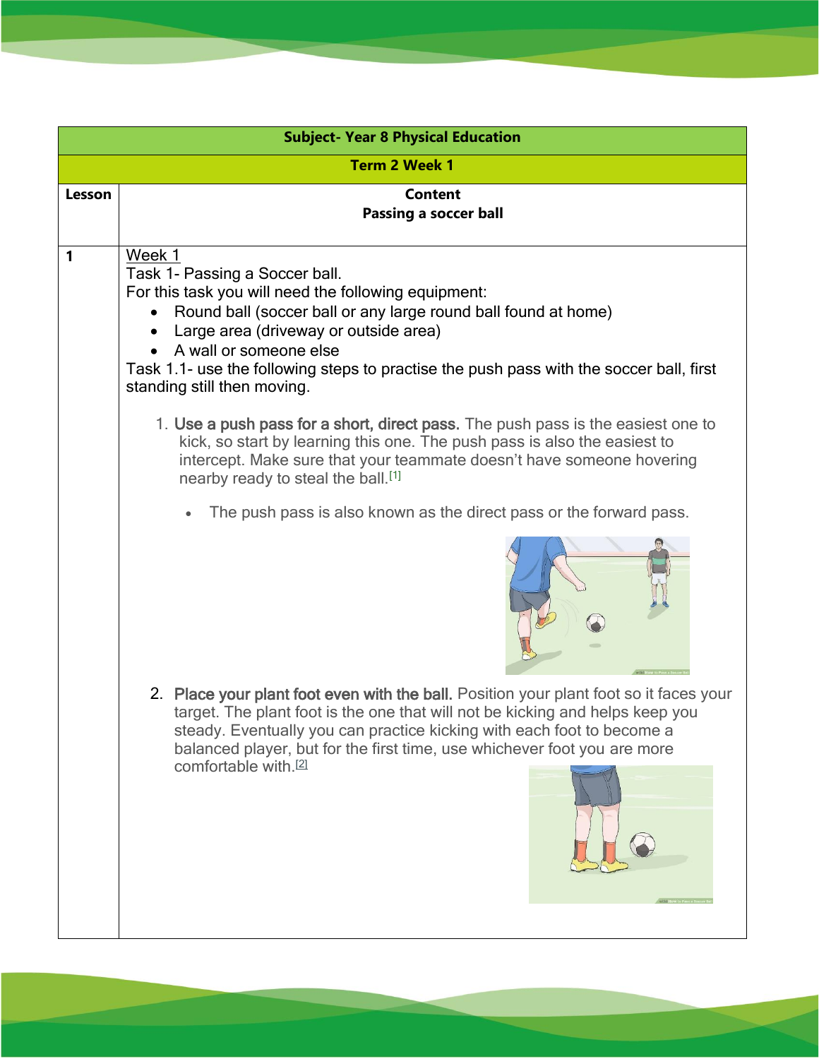| Subject- Year 8 Physical Education | |
|---|---|
| Term 2 Week 1 | |
| **Lesson** | **Content**<br>**Passing a soccer ball** |
| **1** | Week 1<br>Task 1- Passing a Soccer ball.<br>For this task you will need the following equipment:<br>• Round ball (soccer ball or any large round ball found at home)<br>• Large area (driveway or outside area)<br>• A wall or someone else<br>Task 1.1- use the following steps to practise the push pass with the soccer ball, first standing still then moving.<br><br>1. **Use a push pass for a short, direct pass.** The push pass is the easiest one to kick, so start by learning this one. The push pass is also the easiest to intercept. Make sure that your teammate doesn't have someone hovering nearby ready to steal the ball.[1]<br>• The push pass is also known as the direct pass or the forward pass.<br><br>2. **Place your plant foot even with the ball.** Position your plant foot so it faces your target. The plant foot is the one that will not be kicking and helps keep you steady. Eventually you can practice kicking with each foot to become a balanced player, but for the first time, use whichever foot you are more comfortable with.[2] |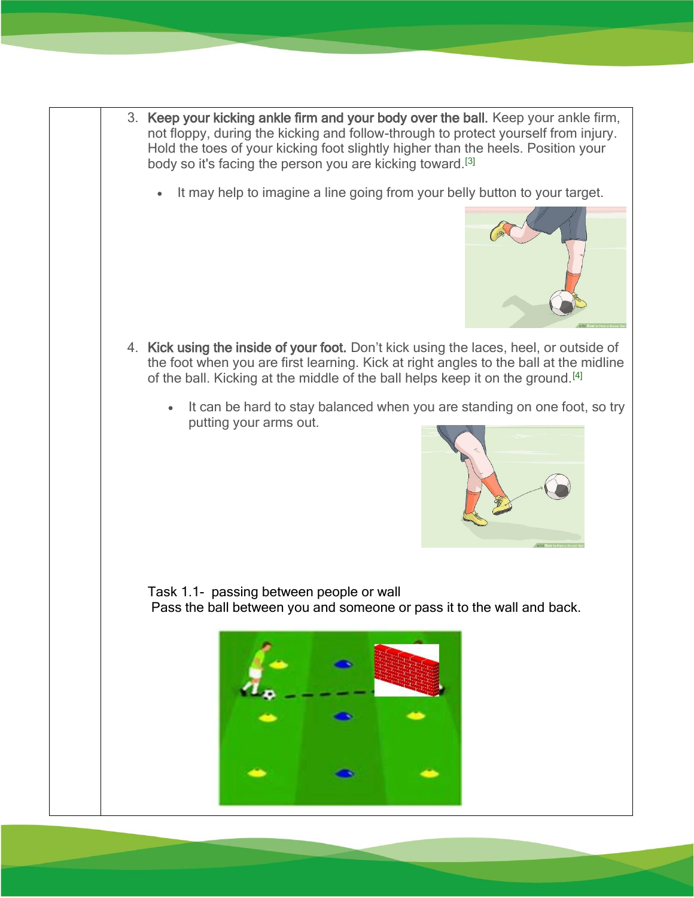3. **Keep your kicking ankle firm and your body over the ball.** Keep your ankle firm, not floppy, during the kicking and follow-through to protect yourself from injury. Hold the toes of your kicking foot slightly higher than the heels. Position your body so it's facing the person you are kicking toward.[3]

   - It may help to imagine a line going from your belly button to your target.

4. **Kick using the inside of your foot.** Don't kick using the laces, heel, or outside of the foot when you are first learning. Kick at right angles to the ball at the midline of the ball. Kicking at the middle of the ball helps keep it on the ground.[4]

   - It can be hard to stay balanced when you are standing on one foot, so try putting your arms out.

Task 1.1- passing between people or wall

Pass the ball between you and someone or pass it to the wall and back.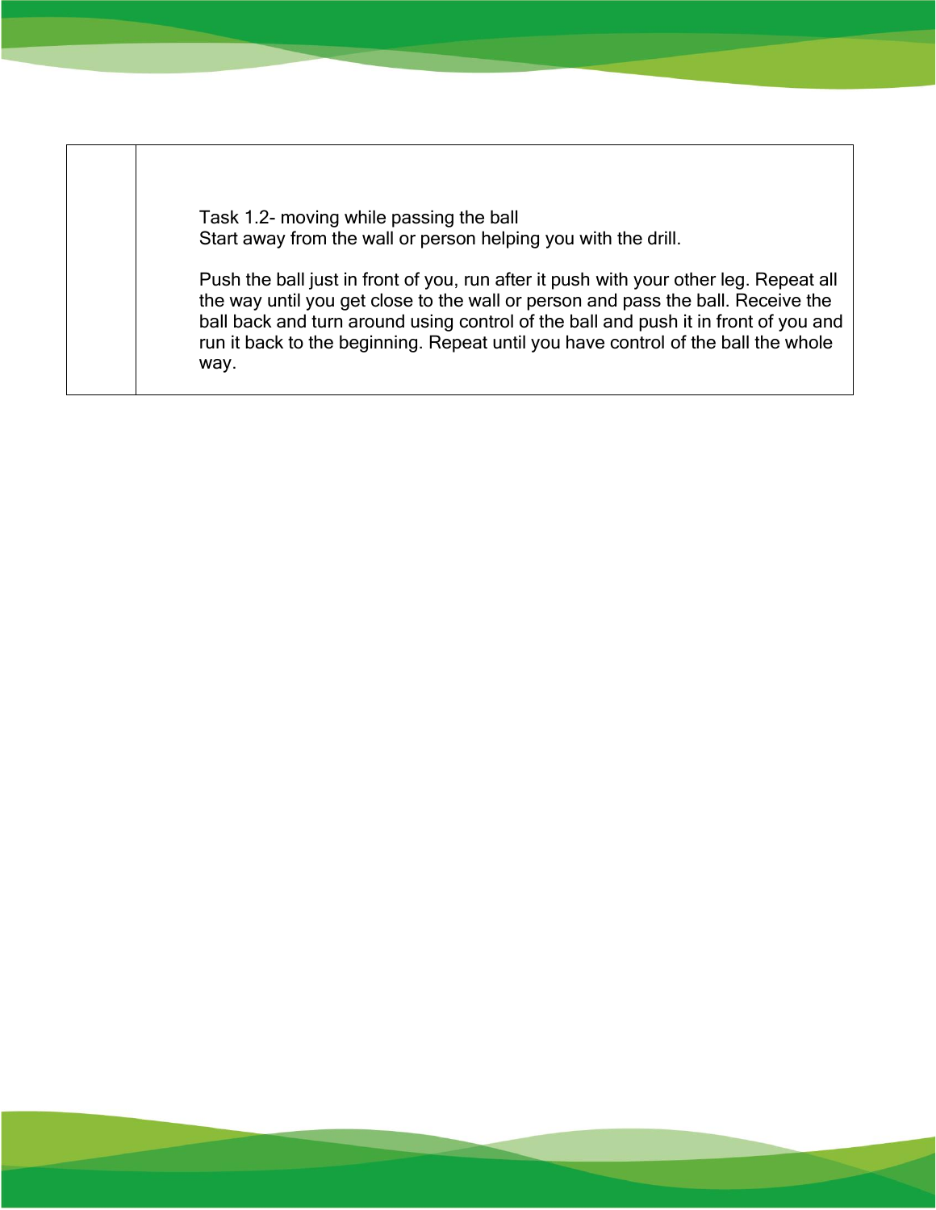| | |
|---|---|
| | Task 1.2- moving while passing the ball<br>Start away from the wall or person helping you with the drill.<br><br>Push the ball just in front of you, run after it push with your other leg. Repeat all the way until you get close to the wall or person and pass the ball. Receive the ball back and turn around using control of the ball and push it in front of you and run it back to the beginning. Repeat until you have control of the ball the whole way. |